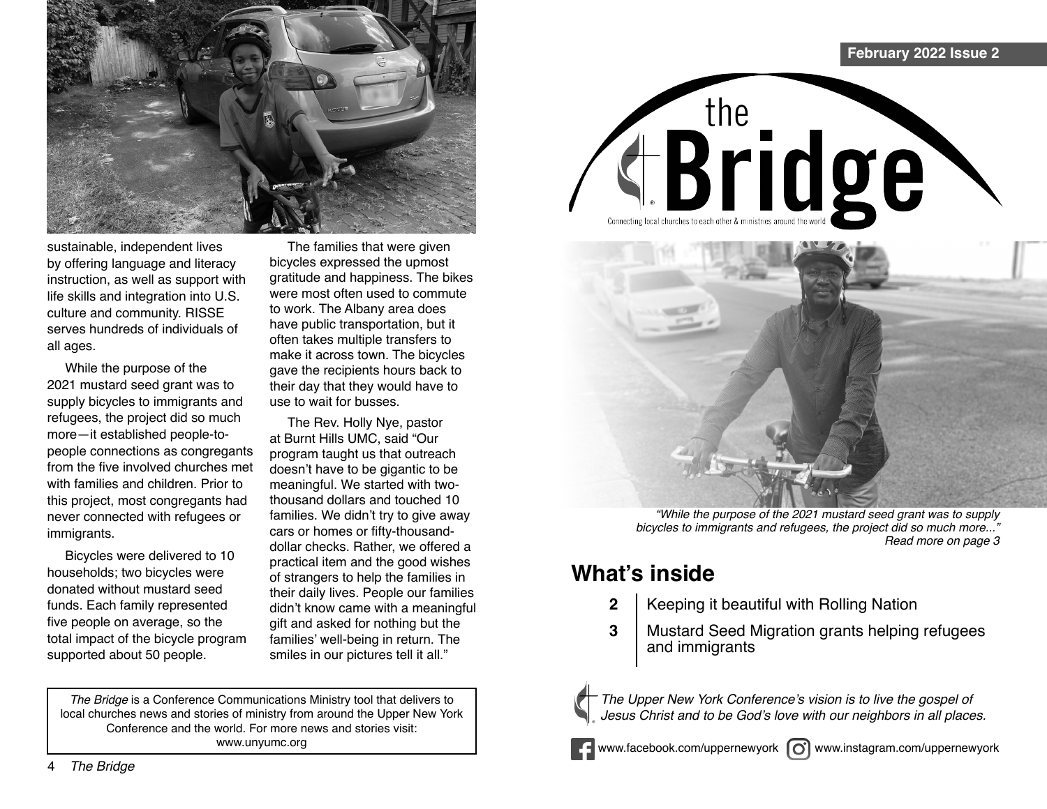sustainable, independent lives by offering language and literacy instruction, as well as support with life skills and integration into U.S. culture and community. RISSE serves hundreds of individuals of all ages.

While the purpose of the 2021 mustard seed grant was to supply bicycles to immigrants and refugees, the project did so much more—it established people-to-people connections as congregants from the five involved churches met with families and children. Prior to this project, most congregants had never connected with refugees or immigrants.

Bicycles were delivered to 10 households; two bicycles were donated without mustard seed funds. Each family represented five people on average, so the total impact of the bicycle program supported about 50 people.

The families that were given bicycles expressed the upmost gratitude and happiness. The bikes were most often used to commute to work. The Albany area does have public transportation, but it often takes multiple transfers to make it across town. The bicycles gave the recipients hours back to their day that they would have to use to wait for busses.

The Rev. Holly Nye, pastor at Burnt Hills UMC, said "Our program taught us that outreach doesn't have to be gigantic to be meaningful. We started with two-thousand dollars and touched 10 families. We didn't try to give away cars or homes or fifty-thousand-dollar checks. Rather, we offered a practical item and the good wishes of strangers to help the families in their daily lives. People our families didn't know came with a meaningful gift and asked for nothing but the families' well-being in return. The smiles in our pictures tell it all."

*The Bridge* is a Conference Communications Ministry tool that delivers to local churches news and stories of ministry from around the Upper New York Conference and the world. For more news and stories visit: www.unyumc.org

February 2022 Issue 2

# the Bridge

Connecting local churches to each other & ministries around the world

*"While the purpose of the 2021 mustard seed grant was to supply bicycles to immigrants and refugees, the project did so much more..."*
*Read more on page 3*

## What's inside

- **2** Keeping it beautiful with Rolling Nation
- **3** Mustard Seed Migration grants helping refugees and immigrants

*The Upper New York Conference's vision is to live the gospel of Jesus Christ and to be God's love with our neighbors in all places.*

www.facebook.com/uppernewyork www.instagram.com/uppernewyork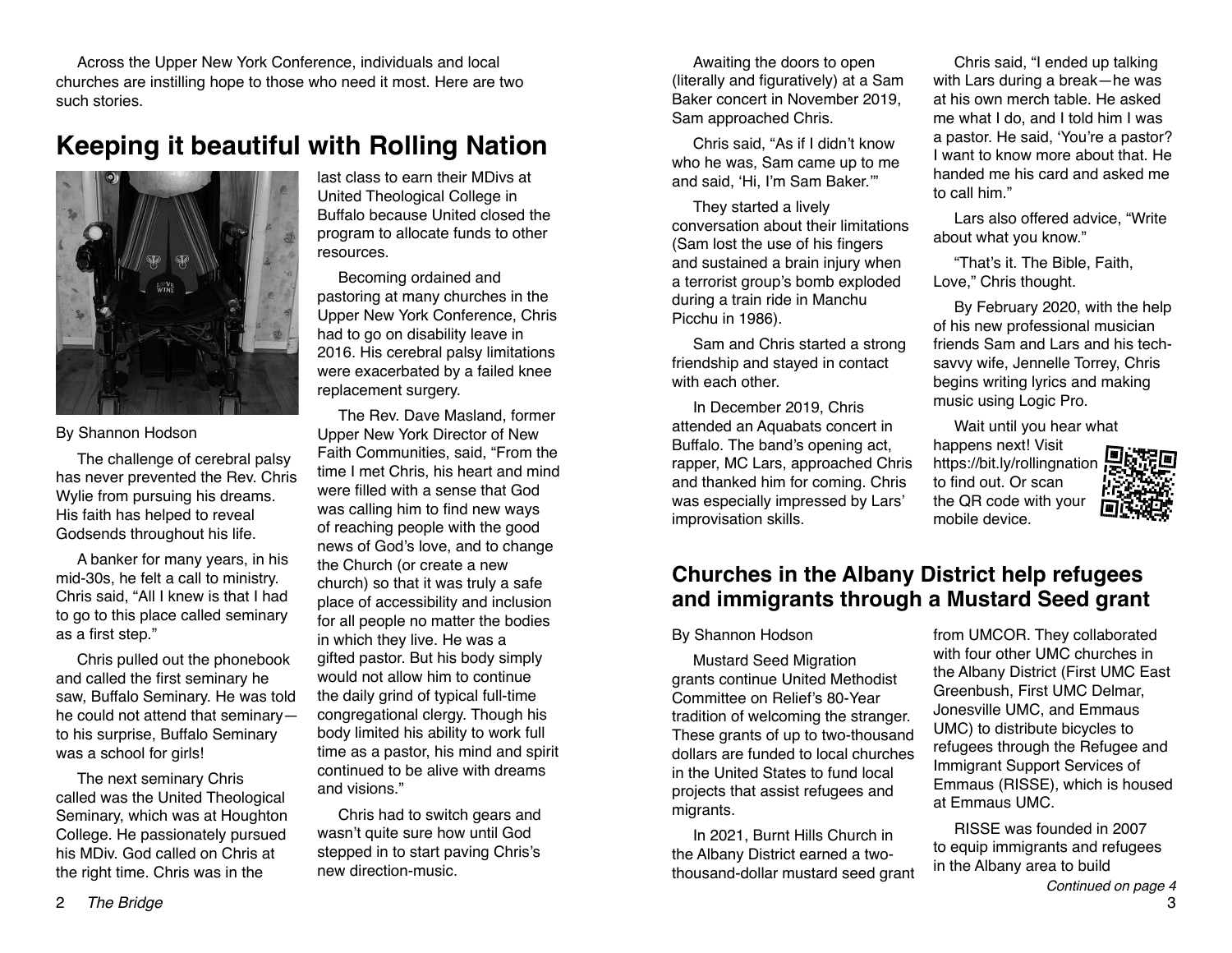Across the Upper New York Conference, individuals and local churches are instilling hope to those who need it most. Here are two such stories.

## Keeping it beautiful with Rolling Nation

By Shannon Hodson

The challenge of cerebral palsy has never prevented the Rev. Chris Wylie from pursuing his dreams. His faith has helped to reveal Godsends throughout his life.

A banker for many years, in his mid-30s, he felt a call to ministry. Chris said, "All I knew is that I had to go to this place called seminary as a first step."

Chris pulled out the phonebook and called the first seminary he saw, Buffalo Seminary. He was told he could not attend that seminary—to his surprise, Buffalo Seminary was a school for girls!

The next seminary Chris called was the United Theological Seminary, which was at Houghton College. He passionately pursued his MDiv. God called on Chris at the right time. Chris was in the last class to earn their MDivs at United Theological College in Buffalo because United closed the program to allocate funds to other resources.

Becoming ordained and pastoring at many churches in the Upper New York Conference, Chris had to go on disability leave in 2016. His cerebral palsy limitations were exacerbated by a failed knee replacement surgery.

The Rev. Dave Masland, former Upper New York Director of New Faith Communities, said, "From the time I met Chris, his heart and mind were filled with a sense that God was calling him to find new ways of reaching people with the good news of God's love, and to change the Church (or create a new church) so that it was truly a safe place of accessibility and inclusion for all people no matter the bodies in which they live. He was a gifted pastor. But his body simply would not allow him to continue the daily grind of typical full-time congregational clergy. Though his body limited his ability to work full time as a pastor, his mind and spirit continued to be alive with dreams and visions."

Chris had to switch gears and wasn't quite sure how until God stepped in to start paving Chris's new direction-music.

Awaiting the doors to open (literally and figuratively) at a Sam Baker concert in November 2019, Sam approached Chris.

Chris said, "As if I didn't know who he was, Sam came up to me and said, 'Hi, I'm Sam Baker.'"

They started a lively conversation about their limitations (Sam lost the use of his fingers and sustained a brain injury when a terrorist group's bomb exploded during a train ride in Manchu Picchu in 1986).

Sam and Chris started a strong friendship and stayed in contact with each other.

In December 2019, Chris attended an Aquabats concert in Buffalo. The band's opening act, rapper, MC Lars, approached Chris and thanked him for coming. Chris was especially impressed by Lars' improvisation skills.

Chris said, "I ended up talking with Lars during a break—he was at his own merch table. He asked me what I do, and I told him I was a pastor. He said, 'You're a pastor? I want to know more about that. He handed me his card and asked me to call him."

Lars also offered advice, "Write about what you know."

"That's it. The Bible, Faith, Love," Chris thought.

By February 2020, with the help of his new professional musician friends Sam and Lars and his tech-savvy wife, Jennelle Torrey, Chris begins writing lyrics and making music using Logic Pro.

Wait until you hear what happens next! Visit https://bit.ly/rollingnation to find out. Or scan the QR code with your mobile device.

## Churches in the Albany District help refugees and immigrants through a Mustard Seed grant

By Shannon Hodson

Mustard Seed Migration grants continue United Methodist Committee on Relief's 80-Year tradition of welcoming the stranger. These grants of up to two-thousand dollars are funded to local churches in the United States to fund local projects that assist refugees and migrants.

In 2021, Burnt Hills Church in the Albany District earned a two-thousand-dollar mustard seed grant from UMCOR. They collaborated with four other UMC churches in the Albany District (First UMC East Greenbush, First UMC Delmar, Jonesville UMC, and Emmaus UMC) to distribute bicycles to refugees through the Refugee and Immigrant Support Services of Emmaus (RISSE), which is housed at Emmaus UMC.

RISSE was founded in 2007 to equip immigrants and refugees in the Albany area to build

*Continued on page 4*